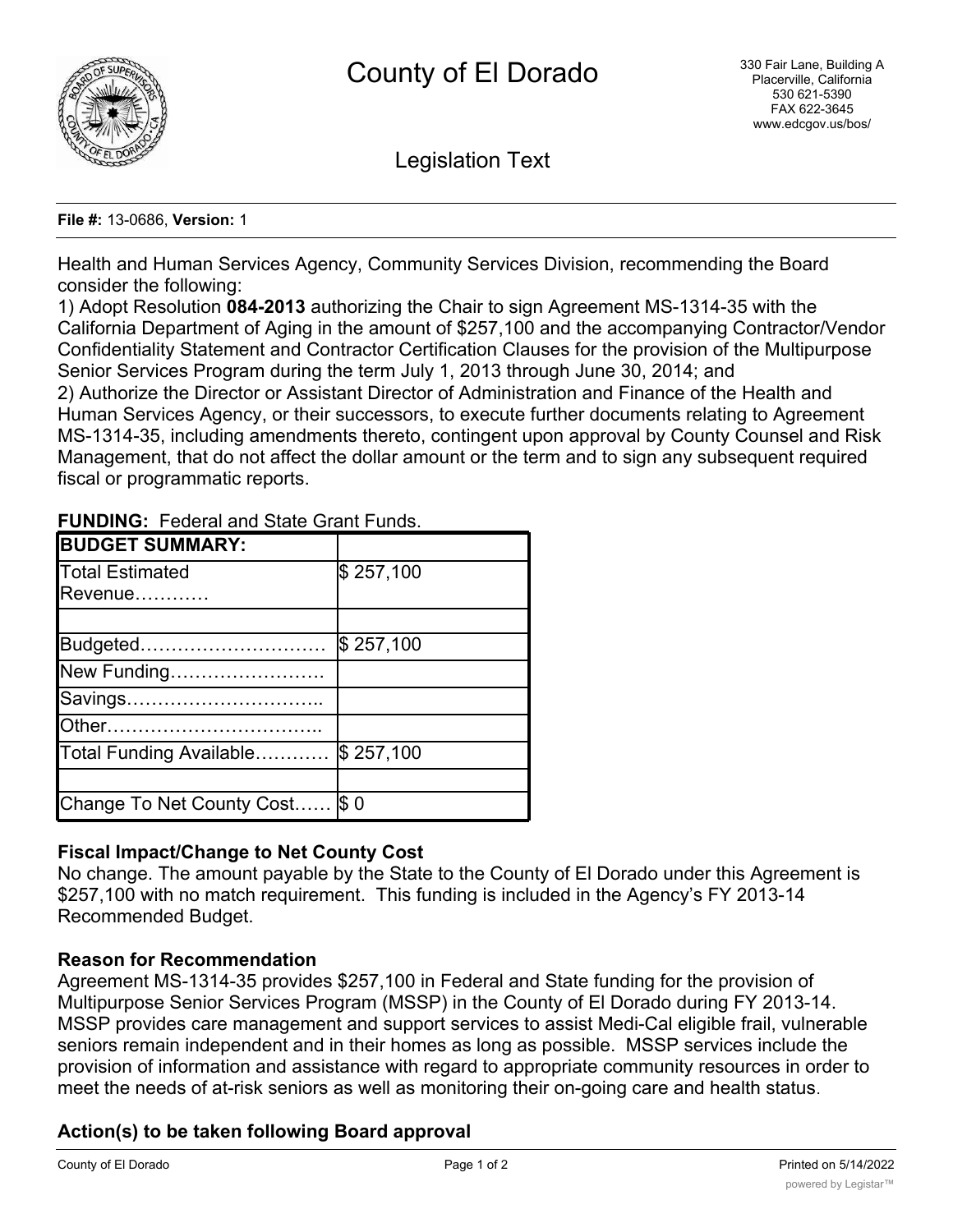# County of El Dorado

330 Fair Lane, Building A
Placerville, California
530 621-5390
FAX 622-3645
www.edcgov.us/bos/

## Legislation Text

**File #:** 13-0686, **Version:** 1

Health and Human Services Agency, Community Services Division, recommending the Board consider the following:
1) Adopt Resolution **084-2013** authorizing the Chair to sign Agreement MS-1314-35 with the California Department of Aging in the amount of $257,100 and the accompanying Contractor/Vendor Confidentiality Statement and Contractor Certification Clauses for the provision of the Multipurpose Senior Services Program during the term July 1, 2013 through June 30, 2014; and
2) Authorize the Director or Assistant Director of Administration and Finance of the Health and Human Services Agency, or their successors, to execute further documents relating to Agreement MS-1314-35, including amendments thereto, contingent upon approval by County Counsel and Risk Management, that do not affect the dollar amount or the term and to sign any subsequent required fiscal or programmatic reports.

**FUNDING:** Federal and State Grant Funds.

| **BUDGET SUMMARY:** | |
|---|---|
| Total Estimated Revenue………… | $ 257,100 |
| | |
| Budgeted………………………… | $ 257,100 |
| New Funding……………………. | |
| Savings………………………….. | |
| Other…………………………….. | |
| Total Funding Available………… | $ 257,100 |
| | |
| Change To Net County Cost…… | $ 0 |

### Fiscal Impact/Change to Net County Cost

No change. The amount payable by the State to the County of El Dorado under this Agreement is $257,100 with no match requirement. This funding is included in the Agency's FY 2013-14 Recommended Budget.

### Reason for Recommendation

Agreement MS-1314-35 provides $257,100 in Federal and State funding for the provision of Multipurpose Senior Services Program (MSSP) in the County of El Dorado during FY 2013-14. MSSP provides care management and support services to assist Medi-Cal eligible frail, vulnerable seniors remain independent and in their homes as long as possible. MSSP services include the provision of information and assistance with regard to appropriate community resources in order to meet the needs of at-risk seniors as well as monitoring their on-going care and health status.

### Action(s) to be taken following Board approval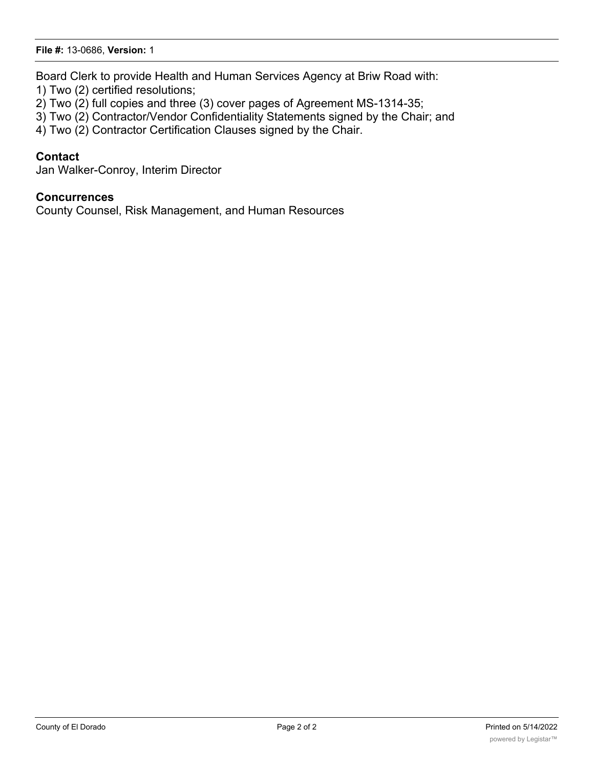Board Clerk to provide Health and Human Services Agency at Briw Road with:

1) Two (2) certified resolutions;
2) Two (2) full copies and three (3) cover pages of Agreement MS-1314-35;
3) Two (2) Contractor/Vendor Confidentiality Statements signed by the Chair; and
4) Two (2) Contractor Certification Clauses signed by the Chair.

## Contact

Jan Walker-Conroy, Interim Director

## Concurrences

County Counsel, Risk Management, and Human Resources